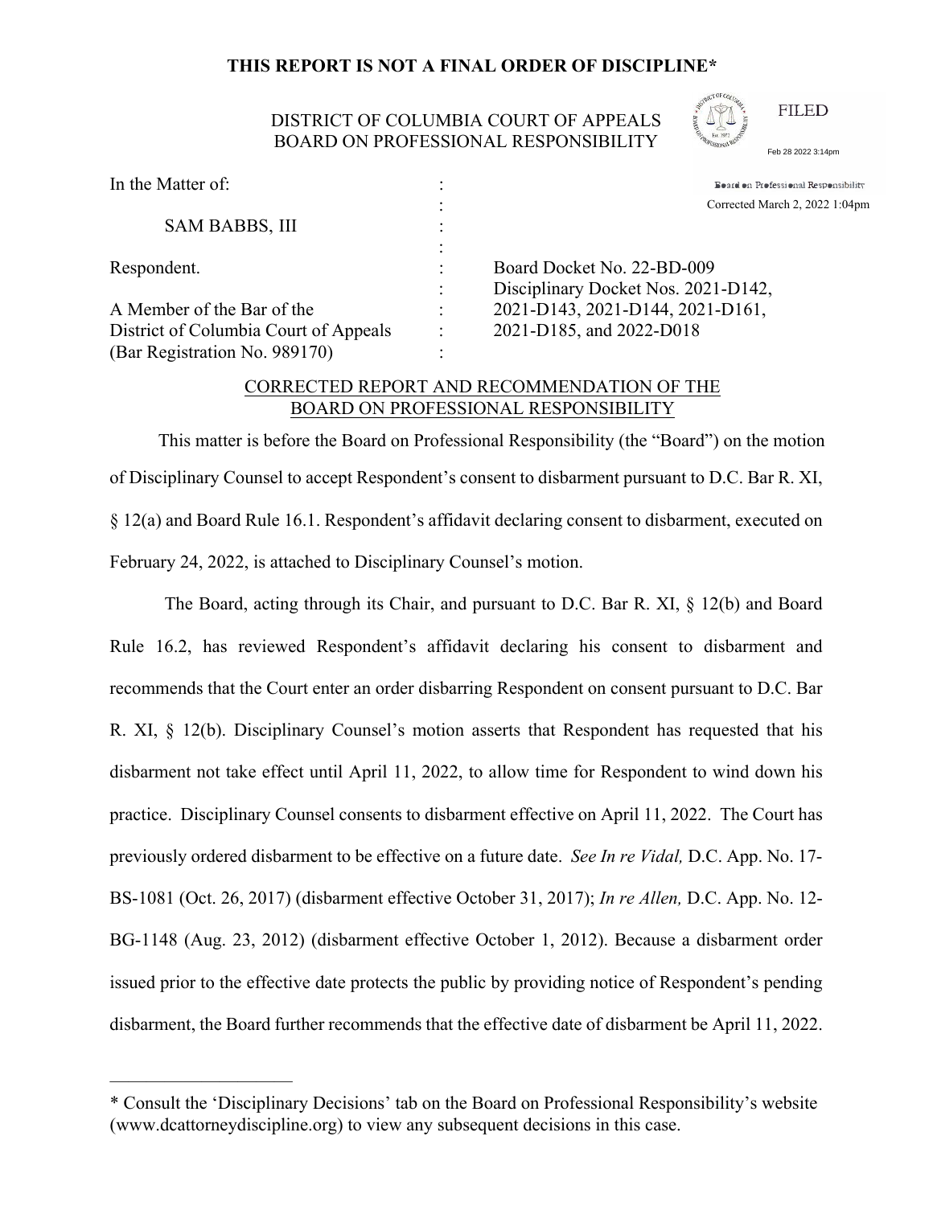**THIS REPORT IS NOT A FINAL ORDER OF DISCIPLINE***

DISTRICT OF COLUMBIA COURT OF APPEALS
BOARD ON PROFESSIONAL RESPONSIBILITY

FILED
Feb 28 2022 3:14pm
Board on Professional Responsibility
Corrected March 2, 2022 1:04pm

| | | |
|---|---|---|
| In the Matter of: | : | |
| | : | |
| SAM BABBS, III | : | |
| | : | |
| Respondent. | : | Board Docket No. 22-BD-009 |
| | : | Disciplinary Docket Nos. 2021-D142, |
| A Member of the Bar of the | : | 2021-D143, 2021-D144, 2021-D161, |
| District of Columbia Court of Appeals | : | 2021-D185, and 2022-D018 |
| (Bar Registration No. 989170) | : | |

CORRECTED REPORT AND RECOMMENDATION OF THE BOARD ON PROFESSIONAL RESPONSIBILITY

This matter is before the Board on Professional Responsibility (the "Board") on the motion of Disciplinary Counsel to accept Respondent's consent to disbarment pursuant to D.C. Bar R. XI, § 12(a) and Board Rule 16.1. Respondent's affidavit declaring consent to disbarment, executed on February 24, 2022, is attached to Disciplinary Counsel's motion.

The Board, acting through its Chair, and pursuant to D.C. Bar R. XI, § 12(b) and Board Rule 16.2, has reviewed Respondent's affidavit declaring his consent to disbarment and recommends that the Court enter an order disbarring Respondent on consent pursuant to D.C. Bar R. XI, § 12(b). Disciplinary Counsel's motion asserts that Respondent has requested that his disbarment not take effect until April 11, 2022, to allow time for Respondent to wind down his practice. Disciplinary Counsel consents to disbarment effective on April 11, 2022. The Court has previously ordered disbarment to be effective on a future date. *See In re Vidal,* D.C. App. No. 17-BS-1081 (Oct. 26, 2017) (disbarment effective October 31, 2017); *In re Allen,* D.C. App. No. 12-BG-1148 (Aug. 23, 2012) (disbarment effective October 1, 2012). Because a disbarment order issued prior to the effective date protects the public by providing notice of Respondent's pending disbarment, the Board further recommends that the effective date of disbarment be April 11, 2022.

---

* Consult the 'Disciplinary Decisions' tab on the Board on Professional Responsibility's website (www.dcattorneydiscipline.org) to view any subsequent decisions in this case.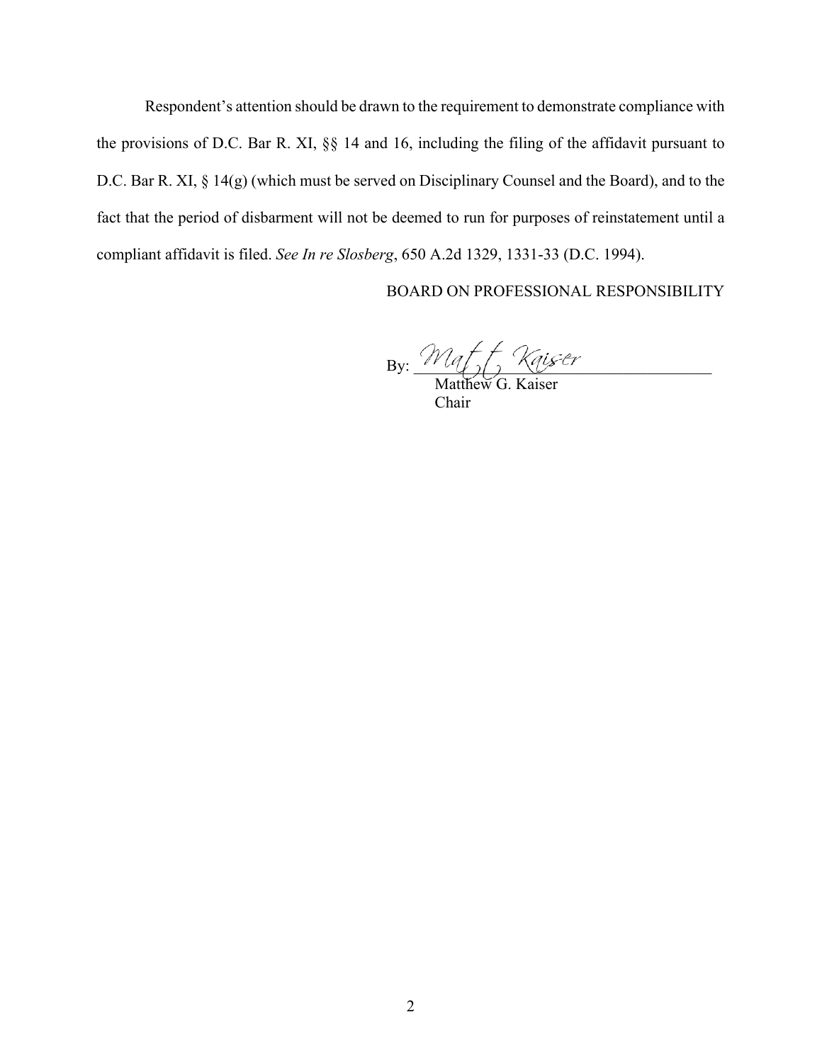Respondent's attention should be drawn to the requirement to demonstrate compliance with the provisions of D.C. Bar R. XI, §§ 14 and 16, including the filing of the affidavit pursuant to D.C. Bar R. XI, § 14(g) (which must be served on Disciplinary Counsel and the Board), and to the fact that the period of disbarment will not be deemed to run for purposes of reinstatement until a compliant affidavit is filed. *See In re Slosberg*, 650 A.2d 1329, 1331-33 (D.C. 1994).

BOARD ON PROFESSIONAL RESPONSIBILITY

By: Matt Kaiser
Matthew G. Kaiser
Chair